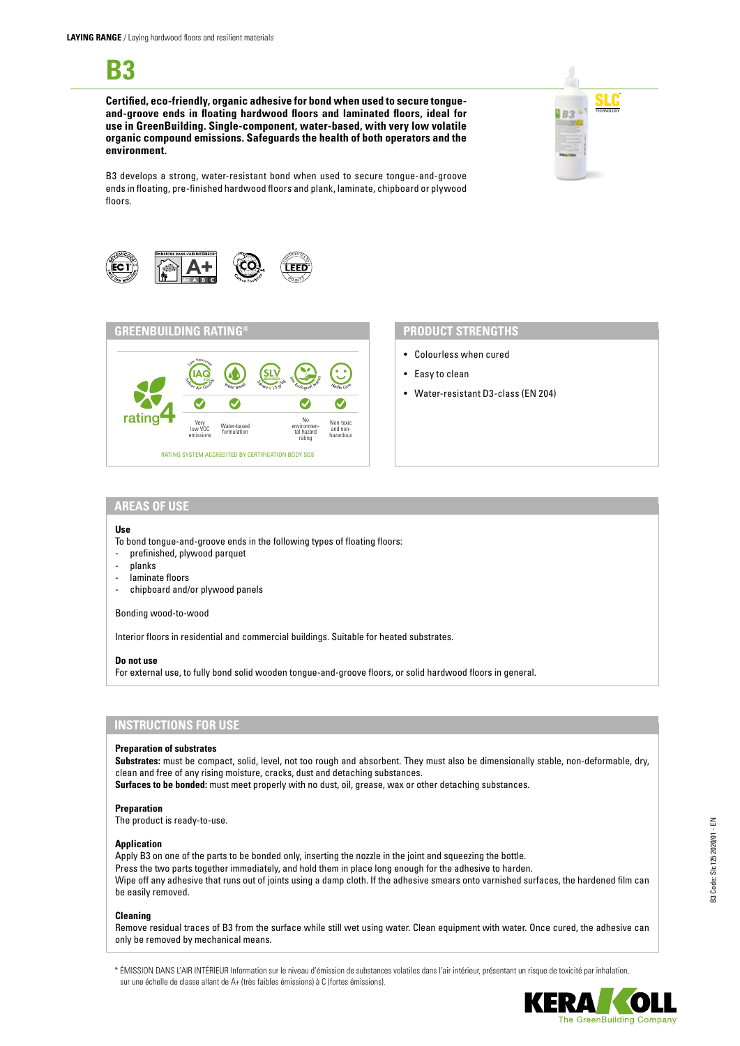**LAYING RANGE** / Laying hardwood floors and resilient materials

# B3

**Certified, eco-friendly, organic adhesive for bond when used to secure tongue-and-groove ends in floating hardwood floors and laminated floors, ideal for use in GreenBuilding. Single-component, water-based, with very low volatile organic compound emissions. Safeguards the health of both operators and the environment.**

B3 develops a strong, water-resistant bond when used to secure tongue-and-groove ends in floating, pre-finished hardwood floors and plank, laminate, chipboard or plywood floors.

## GREENBUILDING RATING®

rating 4

| Low Emission IAQ Indoor Air Quality | Water Based | SLV Solvent < 15 g/kg | Low Ecological Impact | Health Care |
|---|---|---|---|---|
| ✓ | ✓ | | ✓ | ✓ |
| Very low VOC emissions | Water-based formulation | | No environmental hazard rating | Non-toxic and non-hazardous |

RATING SYSTEM ACCREDITED BY CERTIFICATION BODY SGS

## PRODUCT STRENGTHS

- Colourless when cured
- Easy to clean
- Water-resistant D3-class (EN 204)

## AREAS OF USE

**Use**

To bond tongue-and-groove ends in the following types of floating floors:
- prefinished, plywood parquet
- planks
- laminate floors
- chipboard and/or plywood panels

Bonding wood-to-wood

Interior floors in residential and commercial buildings. Suitable for heated substrates.

**Do not use**

For external use, to fully bond solid wooden tongue-and-groove floors, or solid hardwood floors in general.

## INSTRUCTIONS FOR USE

**Preparation of substrates**

**Substrates:** must be compact, solid, level, not too rough and absorbent. They must also be dimensionally stable, non-deformable, dry, clean and free of any rising moisture, cracks, dust and detaching substances.
**Surfaces to be bonded:** must meet properly with no dust, oil, grease, wax or other detaching substances.

**Preparation**

The product is ready-to-use.

**Application**

Apply B3 on one of the parts to be bonded only, inserting the nozzle in the joint and squeezing the bottle.
Press the two parts together immediately, and hold them in place long enough for the adhesive to harden.
Wipe off any adhesive that runs out of joints using a damp cloth. If the adhesive smears onto varnished surfaces, the hardened film can be easily removed.

**Cleaning**

Remove residual traces of B3 from the surface while still wet using water. Clean equipment with water. Once cured, the adhesive can only be removed by mechanical means.

\* ÉMISSION DANS L'AIR INTÉRIEUR Information sur le niveau d'émission de substances volatiles dans l'air intérieur, présentant un risque de toxicité par inhalation, sur une échelle de classe allant de A+ (très faibles émissions) à C (fortes émissions).

B3 Code: Slc 125 2020/01 - EN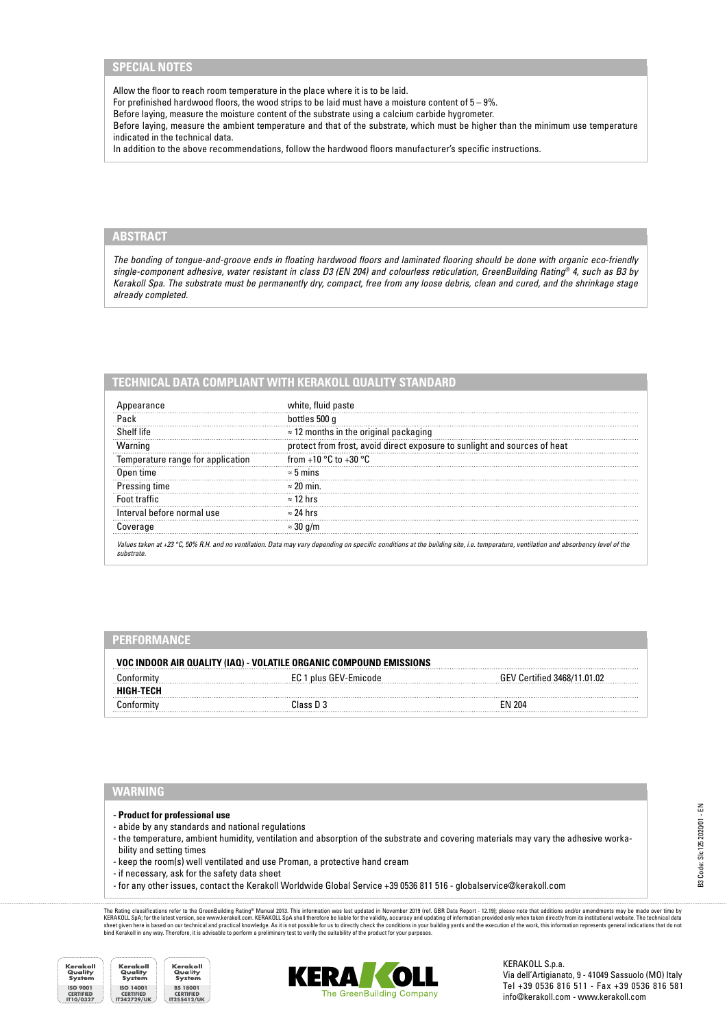## SPECIAL NOTES

Allow the floor to reach room temperature in the place where it is to be laid.
For prefinished hardwood floors, the wood strips to be laid must have a moisture content of 5 – 9%.
Before laying, measure the moisture content of the substrate using a calcium carbide hygrometer.
Before laying, measure the ambient temperature and that of the substrate, which must be higher than the minimum use temperature indicated in the technical data.
In addition to the above recommendations, follow the hardwood floors manufacturer's specific instructions.

## ABSTRACT

*The bonding of tongue-and-groove ends in floating hardwood floors and laminated flooring should be done with organic eco-friendly single-component adhesive, water resistant in class D3 (EN 204) and colourless reticulation, GreenBuilding Rating® 4, such as B3 by Kerakoll Spa. The substrate must be permanently dry, compact, free from any loose debris, clean and cured, and the shrinkage stage already completed.*

## TECHNICAL DATA COMPLIANT WITH KERAKOLL QUALITY STANDARD

| | |
|---|---|
| Appearance | white, fluid paste |
| Pack | bottles 500 g |
| Shelf life | ≈ 12 months in the original packaging |
| Warning | protect from frost, avoid direct exposure to sunlight and sources of heat |
| Temperature range for application | from +10 °C to +30 °C |
| Open time | ≈ 5 mins |
| Pressing time | ≈ 20 min. |
| Foot traffic | ≈ 12 hrs |
| Interval before normal use | ≈ 24 hrs |
| Coverage | ≈ 30 g/m |

*Values taken at +23 °C, 50% R.H. and no ventilation. Data may vary depending on specific conditions at the building site, i.e. temperature, ventilation and absorbency level of the substrate.*

## PERFORMANCE

| VOC INDOOR AIR QUALITY (IAQ) - VOLATILE ORGANIC COMPOUND EMISSIONS | | |
|---|---|---|
| Conformity | EC 1 plus GEV-Emicode | GEV Certified 3468/11.01.02 |
| **HIGH-TECH** | | |
| Conformity | Class D 3 | EN 204 |

## WARNING

- **Product for professional use**
- abide by any standards and national regulations
- the temperature, ambient humidity, ventilation and absorption of the substrate and covering materials may vary the adhesive workability and setting times
- keep the room(s) well ventilated and use Proman, a protective hand cream
- if necessary, ask for the safety data sheet
- for any other issues, contact the Kerakoll Worldwide Global Service +39 0536 811 516 - globalservice@kerakoll.com

The Rating classifications refer to the GreenBuilding Rating® Manual 2013. This information was last updated in November 2019 (ref. GBR Data Report - 12.19); please note that additions and/or amendments may be made over time by KERAKOLL SpA; for the latest version, see www.kerakoll.com. KERAKOLL SpA shall therefore be liable for the validity, accuracy and updating of information provided only when taken directly from its institutional website. The technical data sheet given here is based on our technical and practical knowledge. As it is not possible for us to directly check the conditions in your building yards and the execution of the work, this information represents general indications that do not bind Kerakoll in any way. Therefore, it is advisable to perform a preliminary test to verify the suitability of the product for your purposes.

B3 Code: Slc 125 2020/01 - EN

Kerakoll Quality System ISO 9001 CERTIFIED IT10/0327 | Kerakoll Quality System ISO 14001 CERTIFIED IT242729/UK | Kerakoll Quality System BS 18001 CERTIFIED IT255412/UK

KERAKOLL The GreenBuilding Company

KERAKOLL S.p.a.
Via dell'Artigianato, 9 - 41049 Sassuolo (MO) Italy
Tel +39 0536 816 511 - Fax +39 0536 816 581
info@kerakoll.com - www.kerakoll.com